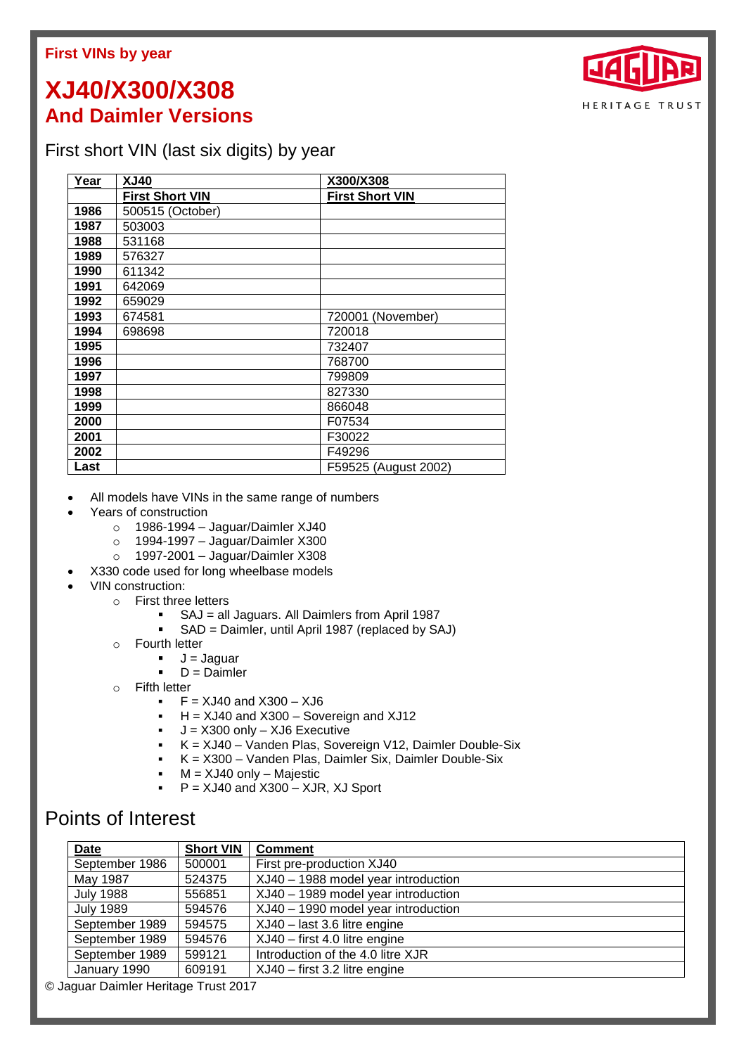First VINs by year

# XJ40/X300/X308
## And Daimler Versions

HERITAGE TRUST

### First short VIN (last six digits) by year

| Year | XJ40 | X300/X308 |
|---|---|---|
| | **First Short VIN** | **First Short VIN** |
| **1986** | 500515 (October) | |
| **1987** | 503003 | |
| **1988** | 531168 | |
| **1989** | 576327 | |
| **1990** | 611342 | |
| **1991** | 642069 | |
| **1992** | 659029 | |
| **1993** | 674581 | 720001 (November) |
| **1994** | 698698 | 720018 |
| **1995** | | 732407 |
| **1996** | | 768700 |
| **1997** | | 799809 |
| **1998** | | 827330 |
| **1999** | | 866048 |
| **2000** | | F07534 |
| **2001** | | F30022 |
| **2002** | | F49296 |
| **Last** | | F59525 (August 2002) |

- All models have VINs in the same range of numbers
- Years of construction
  - 1986-1994 – Jaguar/Daimler XJ40
  - 1994-1997 – Jaguar/Daimler X300
  - 1997-2001 – Jaguar/Daimler X308
- X330 code used for long wheelbase models
- VIN construction:
  - First three letters
    - SAJ = all Jaguars. All Daimlers from April 1987
    - SAD = Daimler, until April 1987 (replaced by SAJ)
  - Fourth letter
    - J = Jaguar
    - D = Daimler
  - Fifth letter
    - F = XJ40 and X300 – XJ6
    - H = XJ40 and X300 – Sovereign and XJ12
    - J = X300 only – XJ6 Executive
    - K = XJ40 – Vanden Plas, Sovereign V12, Daimler Double-Six
    - K = X300 – Vanden Plas, Daimler Six, Daimler Double-Six
    - M = XJ40 only – Majestic
    - P = XJ40 and X300 – XJR, XJ Sport

### Points of Interest

| Date | Short VIN | Comment |
|---|---|---|
| September 1986 | 500001 | First pre-production XJ40 |
| May 1987 | 524375 | XJ40 – 1988 model year introduction |
| July 1988 | 556851 | XJ40 – 1989 model year introduction |
| July 1989 | 594576 | XJ40 – 1990 model year introduction |
| September 1989 | 594575 | XJ40 – last 3.6 litre engine |
| September 1989 | 594576 | XJ40 – first 4.0 litre engine |
| September 1989 | 599121 | Introduction of the 4.0 litre XJR |
| January 1990 | 609191 | XJ40 – first 3.2 litre engine |

© Jaguar Daimler Heritage Trust 2017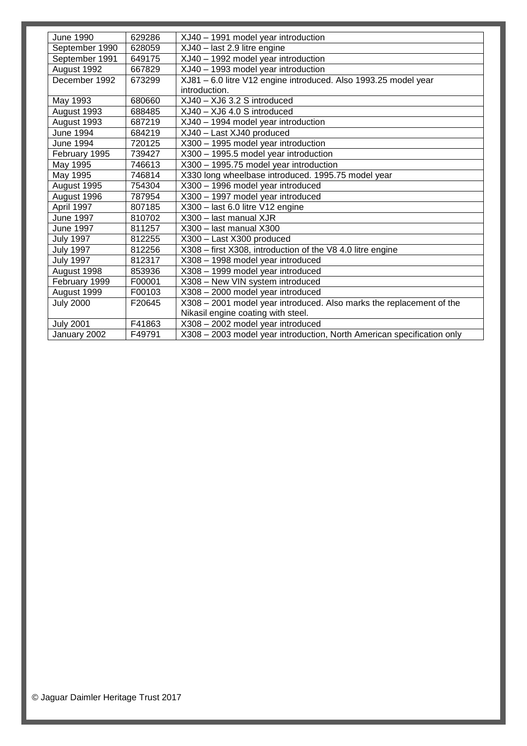| | | |
|---|---|---|
| June 1990 | 629286 | XJ40 – 1991 model year introduction |
| September 1990 | 628059 | XJ40 – last 2.9 litre engine |
| September 1991 | 649175 | XJ40 – 1992 model year introduction |
| August 1992 | 667829 | XJ40 – 1993 model year introduction |
| December 1992 | 673299 | XJ81 – 6.0 litre V12 engine introduced. Also 1993.25 model year introduction. |
| May 1993 | 680660 | XJ40 – XJ6 3.2 S introduced |
| August 1993 | 688485 | XJ40 – XJ6 4.0 S introduced |
| August 1993 | 687219 | XJ40 – 1994 model year introduction |
| June 1994 | 684219 | XJ40 – Last XJ40 produced |
| June 1994 | 720125 | X300 – 1995 model year introduction |
| February 1995 | 739427 | X300 – 1995.5 model year introduction |
| May 1995 | 746613 | X300 – 1995.75 model year introduction |
| May 1995 | 746814 | X330 long wheelbase introduced. 1995.75 model year |
| August 1995 | 754304 | X300 – 1996 model year introduced |
| August 1996 | 787954 | X300 – 1997 model year introduced |
| April 1997 | 807185 | X300 – last 6.0 litre V12 engine |
| June 1997 | 810702 | X300 – last manual XJR |
| June 1997 | 811257 | X300 – last manual X300 |
| July 1997 | 812255 | X300 – Last X300 produced |
| July 1997 | 812256 | X308 – first X308, introduction of the V8 4.0 litre engine |
| July 1997 | 812317 | X308 – 1998 model year introduced |
| August 1998 | 853936 | X308 – 1999 model year introduced |
| February 1999 | F00001 | X308 – New VIN system introduced |
| August 1999 | F00103 | X308 – 2000 model year introduced |
| July 2000 | F20645 | X308 – 2001 model year introduced. Also marks the replacement of the Nikasil engine coating with steel. |
| July 2001 | F41863 | X308 – 2002 model year introduced |
| January 2002 | F49791 | X308 – 2003 model year introduction, North American specification only |

© Jaguar Daimler Heritage Trust 2017